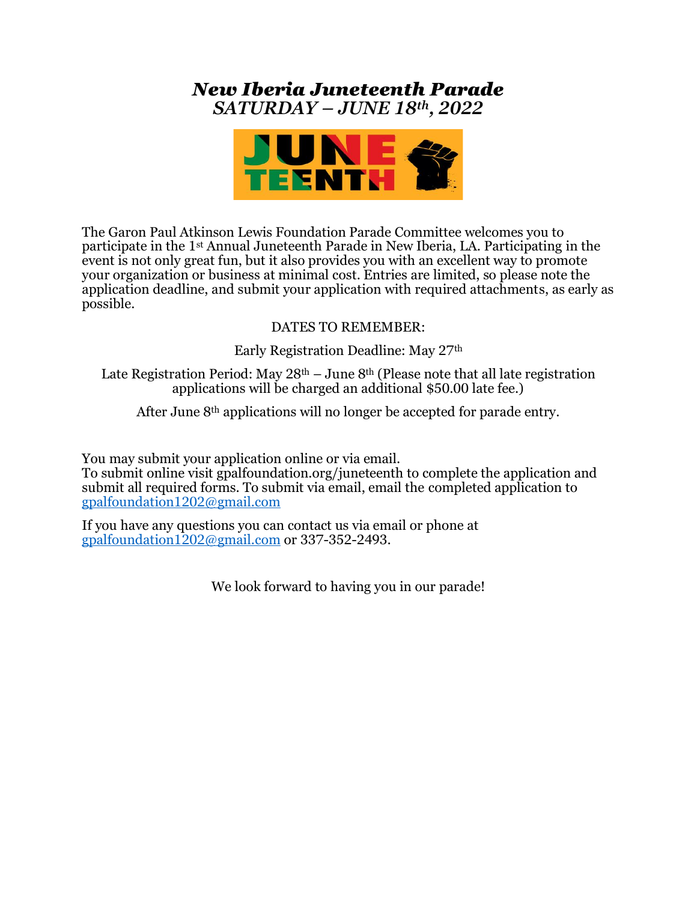# *New Iberia Juneteenth Parade*
## *SATURDAY – JUNE 18th, 2022*

The Garon Paul Atkinson Lewis Foundation Parade Committee welcomes you to participate in the 1st Annual Juneteenth Parade in New Iberia, LA. Participating in the event is not only great fun, but it also provides you with an excellent way to promote your organization or business at minimal cost. Entries are limited, so please note the application deadline, and submit your application with required attachments, as early as possible.

DATES TO REMEMBER:

Early Registration Deadline: May 27th

Late Registration Period: May 28th – June 8th (Please note that all late registration applications will be charged an additional $50.00 late fee.)

After June 8th applications will no longer be accepted for parade entry.

You may submit your application online or via email.
To submit online visit gpalfoundation.org/juneteenth to complete the application and submit all required forms. To submit via email, email the completed application to gpalfoundation1202@gmail.com

If you have any questions you can contact us via email or phone at gpalfoundation1202@gmail.com or 337-352-2493.

We look forward to having you in our parade!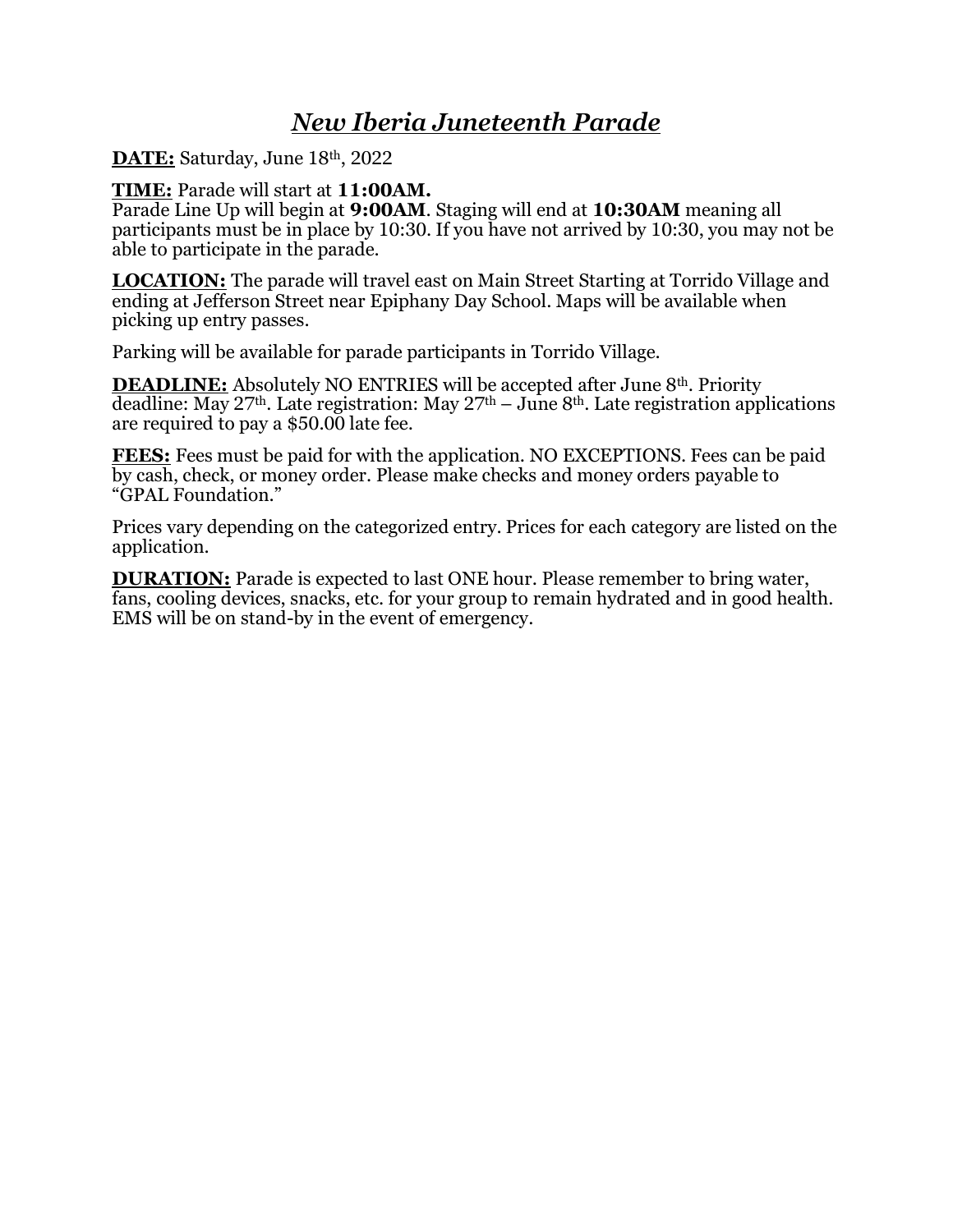# *New Iberia Juneteenth Parade*

**DATE:** Saturday, June 18th, 2022

**TIME:** Parade will start at **11:00AM.**
Parade Line Up will begin at **9:00AM**. Staging will end at **10:30AM** meaning all participants must be in place by 10:30. If you have not arrived by 10:30, you may not be able to participate in the parade.

**LOCATION:** The parade will travel east on Main Street Starting at Torrido Village and ending at Jefferson Street near Epiphany Day School. Maps will be available when picking up entry passes.

Parking will be available for parade participants in Torrido Village.

**DEADLINE:** Absolutely NO ENTRIES will be accepted after June 8th. Priority deadline: May 27th. Late registration: May 27th – June 8th. Late registration applications are required to pay a $50.00 late fee.

**FEES:** Fees must be paid for with the application. NO EXCEPTIONS. Fees can be paid by cash, check, or money order. Please make checks and money orders payable to "GPAL Foundation."

Prices vary depending on the categorized entry. Prices for each category are listed on the application.

**DURATION:** Parade is expected to last ONE hour. Please remember to bring water, fans, cooling devices, snacks, etc. for your group to remain hydrated and in good health. EMS will be on stand-by in the event of emergency.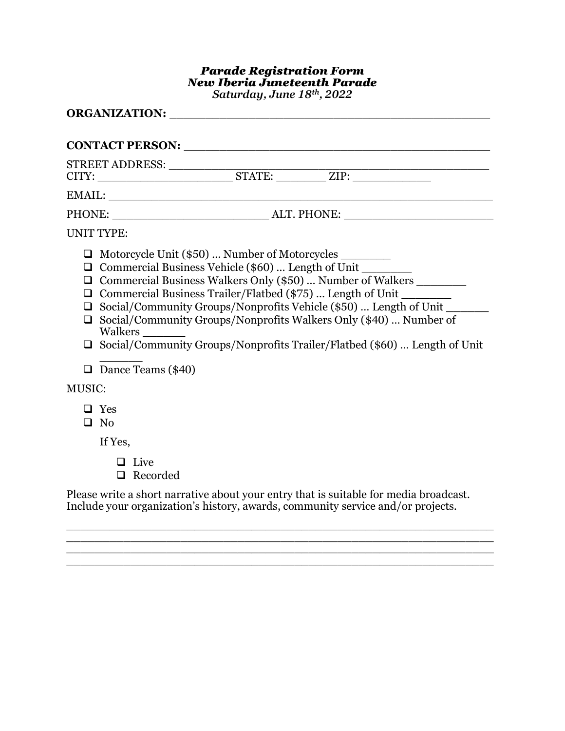***Parade Registration Form***
***New Iberia Juneteenth Parade***
*Saturday, June 18th, 2022*

**ORGANIZATION:** _______________________________________________

**CONTACT PERSON:** ___________________________________________

STREET ADDRESS: ______________________________________________
CITY: ____________________ STATE: ________ ZIP: ____________

EMAIL: _______________________________________________________

PHONE: _______________________ ALT. PHONE: ______________________

UNIT TYPE:

- ❑ Motorcycle Unit ($50) … Number of Motorcycles _______
- ❑ Commercial Business Vehicle ($60) … Length of Unit _______
- ❑ Commercial Business Walkers Only ($50) … Number of Walkers _______
- ❑ Commercial Business Trailer/Flatbed ($75) … Length of Unit _______
- ❑ Social/Community Groups/Nonprofits Vehicle ($50) … Length of Unit ______
- ❑ Social/Community Groups/Nonprofits Walkers Only ($40) … Number of Walkers ______
- ❑ Social/Community Groups/Nonprofits Trailer/Flatbed ($60) … Length of Unit ______
- ❑ Dance Teams ($40)

MUSIC:

- ❑ Yes
- ❑ No

  If Yes,

  - ❑ Live
  - ❑ Recorded

Please write a short narrative about your entry that is suitable for media broadcast. Include your organization's history, awards, community service and/or projects.

______________________________________________________________
______________________________________________________________
______________________________________________________________
______________________________________________________________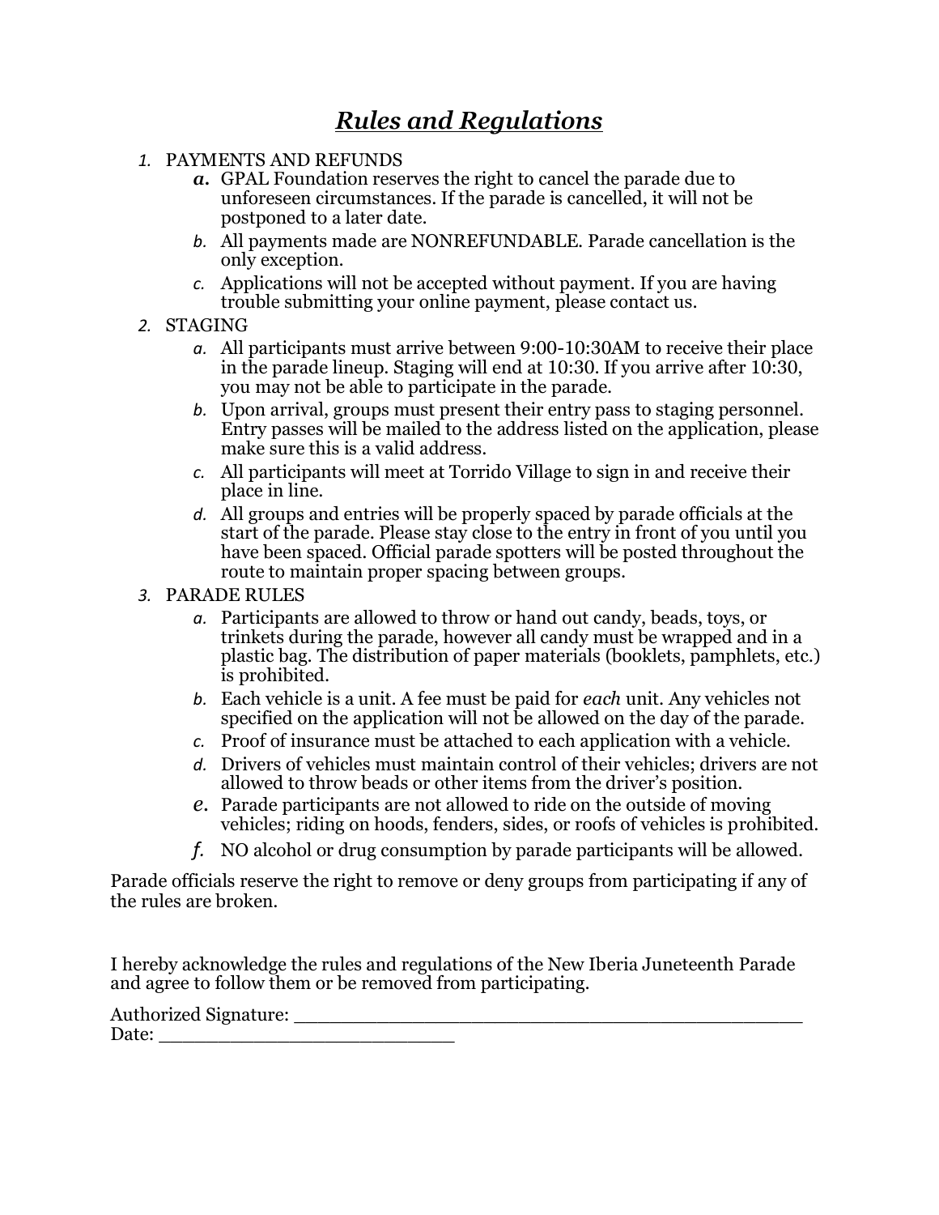# *Rules and Regulations*

1. PAYMENTS AND REFUNDS
   a. GPAL Foundation reserves the right to cancel the parade due to unforeseen circumstances. If the parade is cancelled, it will not be postponed to a later date.
   b. All payments made are NONREFUNDABLE. Parade cancellation is the only exception.
   c. Applications will not be accepted without payment. If you are having trouble submitting your online payment, please contact us.
2. STAGING
   a. All participants must arrive between 9:00-10:30AM to receive their place in the parade lineup. Staging will end at 10:30. If you arrive after 10:30, you may not be able to participate in the parade.
   b. Upon arrival, groups must present their entry pass to staging personnel. Entry passes will be mailed to the address listed on the application, please make sure this is a valid address.
   c. All participants will meet at Torrido Village to sign in and receive their place in line.
   d. All groups and entries will be properly spaced by parade officials at the start of the parade. Please stay close to the entry in front of you until you have been spaced. Official parade spotters will be posted throughout the route to maintain proper spacing between groups.
3. PARADE RULES
   a. Participants are allowed to throw or hand out candy, beads, toys, or trinkets during the parade, however all candy must be wrapped and in a plastic bag. The distribution of paper materials (booklets, pamphlets, etc.) is prohibited.
   b. Each vehicle is a unit. A fee must be paid for *each* unit. Any vehicles not specified on the application will not be allowed on the day of the parade.
   c. Proof of insurance must be attached to each application with a vehicle.
   d. Drivers of vehicles must maintain control of their vehicles; drivers are not allowed to throw beads or other items from the driver's position.
   e. Parade participants are not allowed to ride on the outside of moving vehicles; riding on hoods, fenders, sides, or roofs of vehicles is prohibited.
   f. NO alcohol or drug consumption by parade participants will be allowed.

Parade officials reserve the right to remove or deny groups from participating if any of the rules are broken.

I hereby acknowledge the rules and regulations of the New Iberia Juneteenth Parade and agree to follow them or be removed from participating.

Authorized Signature: ______________________________________________

Date: ___________________________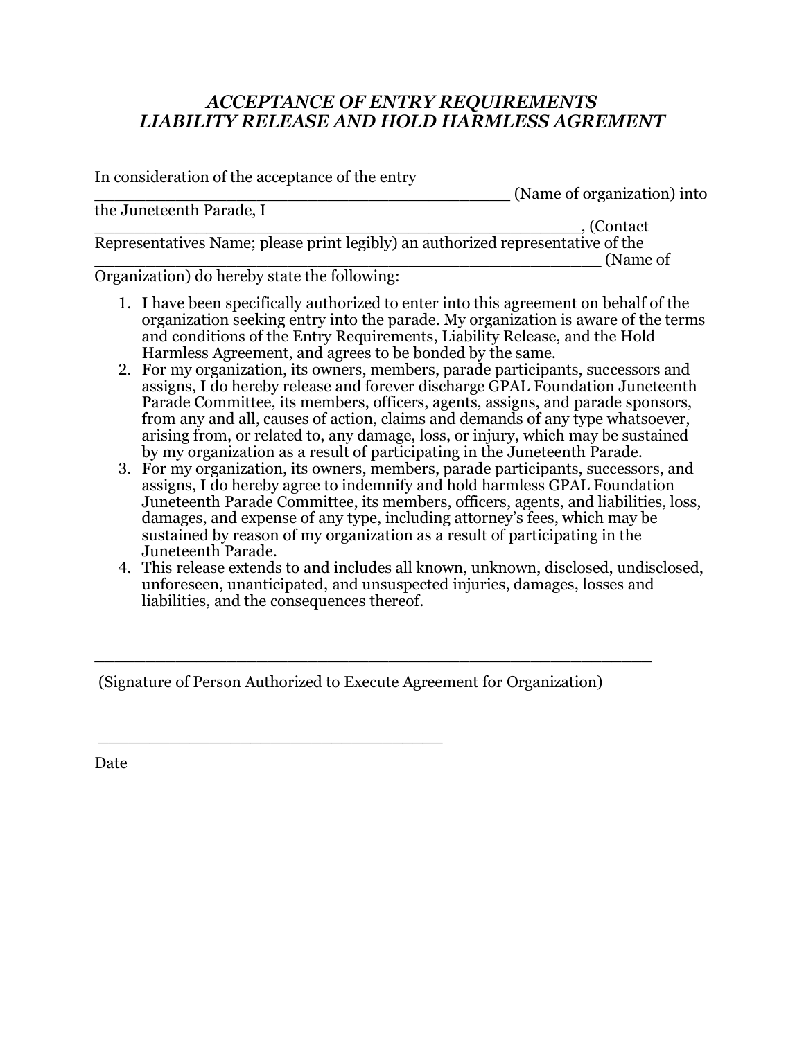## *ACCEPTANCE OF ENTRY REQUIREMENTS*
## *LIABILITY RELEASE AND HOLD HARMLESS AGREMENT*

In consideration of the acceptance of the entry _______________________________________ (Name of organization) into the Juneteenth Parade, I _______________________________________________, (Contact Representatives Name; please print legibly) an authorized representative of the _________________________________________________ (Name of Organization) do hereby state the following:

1. I have been specifically authorized to enter into this agreement on behalf of the organization seeking entry into the parade. My organization is aware of the terms and conditions of the Entry Requirements, Liability Release, and the Hold Harmless Agreement, and agrees to be bonded by the same.
2. For my organization, its owners, members, parade participants, successors and assigns, I do hereby release and forever discharge GPAL Foundation Juneteenth Parade Committee, its members, officers, agents, assigns, and parade sponsors, from any and all, causes of action, claims and demands of any type whatsoever, arising from, or related to, any damage, loss, or injury, which may be sustained by my organization as a result of participating in the Juneteenth Parade.
3. For my organization, its owners, members, parade participants, successors, and assigns, I do hereby agree to indemnify and hold harmless GPAL Foundation Juneteenth Parade Committee, its members, officers, agents, and liabilities, loss, damages, and expense of any type, including attorney's fees, which may be sustained by reason of my organization as a result of participating in the Juneteenth Parade.
4. This release extends to and includes all known, unknown, disclosed, undisclosed, unforeseen, unanticipated, and unsuspected injuries, damages, losses and liabilities, and the consequences thereof.

_____________________________________________________

(Signature of Person Authorized to Execute Agreement for Organization)

_________________________________

Date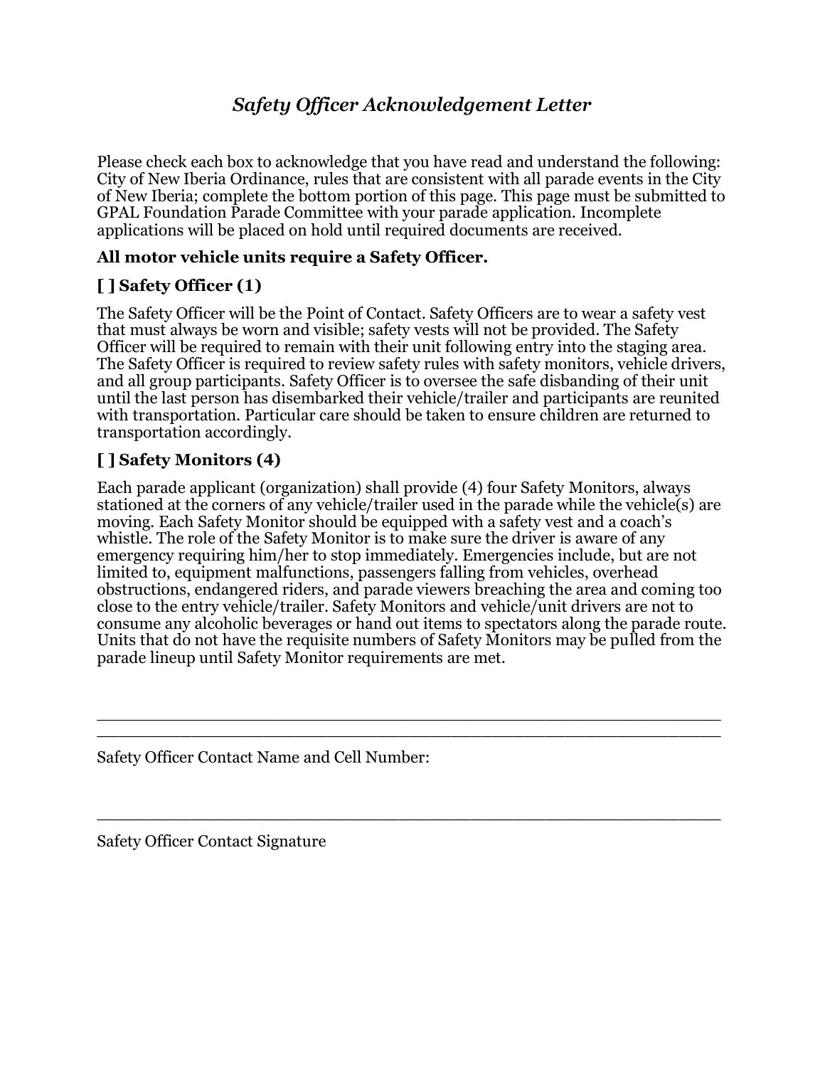# *Safety Officer Acknowledgement Letter*

Please check each box to acknowledge that you have read and understand the following: City of New Iberia Ordinance, rules that are consistent with all parade events in the City of New Iberia; complete the bottom portion of this page. This page must be submitted to GPAL Foundation Parade Committee with your parade application. Incomplete applications will be placed on hold until required documents are received.

**All motor vehicle units require a Safety Officer.**

**[ ] Safety Officer (1)**

The Safety Officer will be the Point of Contact. Safety Officers are to wear a safety vest that must always be worn and visible; safety vests will not be provided. The Safety Officer will be required to remain with their unit following entry into the staging area. The Safety Officer is required to review safety rules with safety monitors, vehicle drivers, and all group participants. Safety Officer is to oversee the safe disbanding of their unit until the last person has disembarked their vehicle/trailer and participants are reunited with transportation. Particular care should be taken to ensure children are returned to transportation accordingly.

**[ ] Safety Monitors (4)**

Each parade applicant (organization) shall provide (4) four Safety Monitors, always stationed at the corners of any vehicle/trailer used in the parade while the vehicle(s) are moving. Each Safety Monitor should be equipped with a safety vest and a coach's whistle. The role of the Safety Monitor is to make sure the driver is aware of any emergency requiring him/her to stop immediately. Emergencies include, but are not limited to, equipment malfunctions, passengers falling from vehicles, overhead obstructions, endangered riders, and parade viewers breaching the area and coming too close to the entry vehicle/trailer. Safety Monitors and vehicle/unit drivers are not to consume any alcoholic beverages or hand out items to spectators along the parade route. Units that do not have the requisite numbers of Safety Monitors may be pulled from the parade lineup until Safety Monitor requirements are met.

\_\_\_\_\_\_\_\_\_\_\_\_\_\_\_\_\_\_\_\_\_\_\_\_\_\_\_\_\_\_\_\_\_\_\_\_\_\_\_\_\_\_\_\_\_\_\_\_\_\_\_\_\_\_\_\_

\_\_\_\_\_\_\_\_\_\_\_\_\_\_\_\_\_\_\_\_\_\_\_\_\_\_\_\_\_\_\_\_\_\_\_\_\_\_\_\_\_\_\_\_\_\_\_\_\_\_\_\_\_\_\_\_

Safety Officer Contact Name and Cell Number:

\_\_\_\_\_\_\_\_\_\_\_\_\_\_\_\_\_\_\_\_\_\_\_\_\_\_\_\_\_\_\_\_\_\_\_\_\_\_\_\_\_\_\_\_\_\_\_\_\_\_\_\_\_\_\_\_

Safety Officer Contact Signature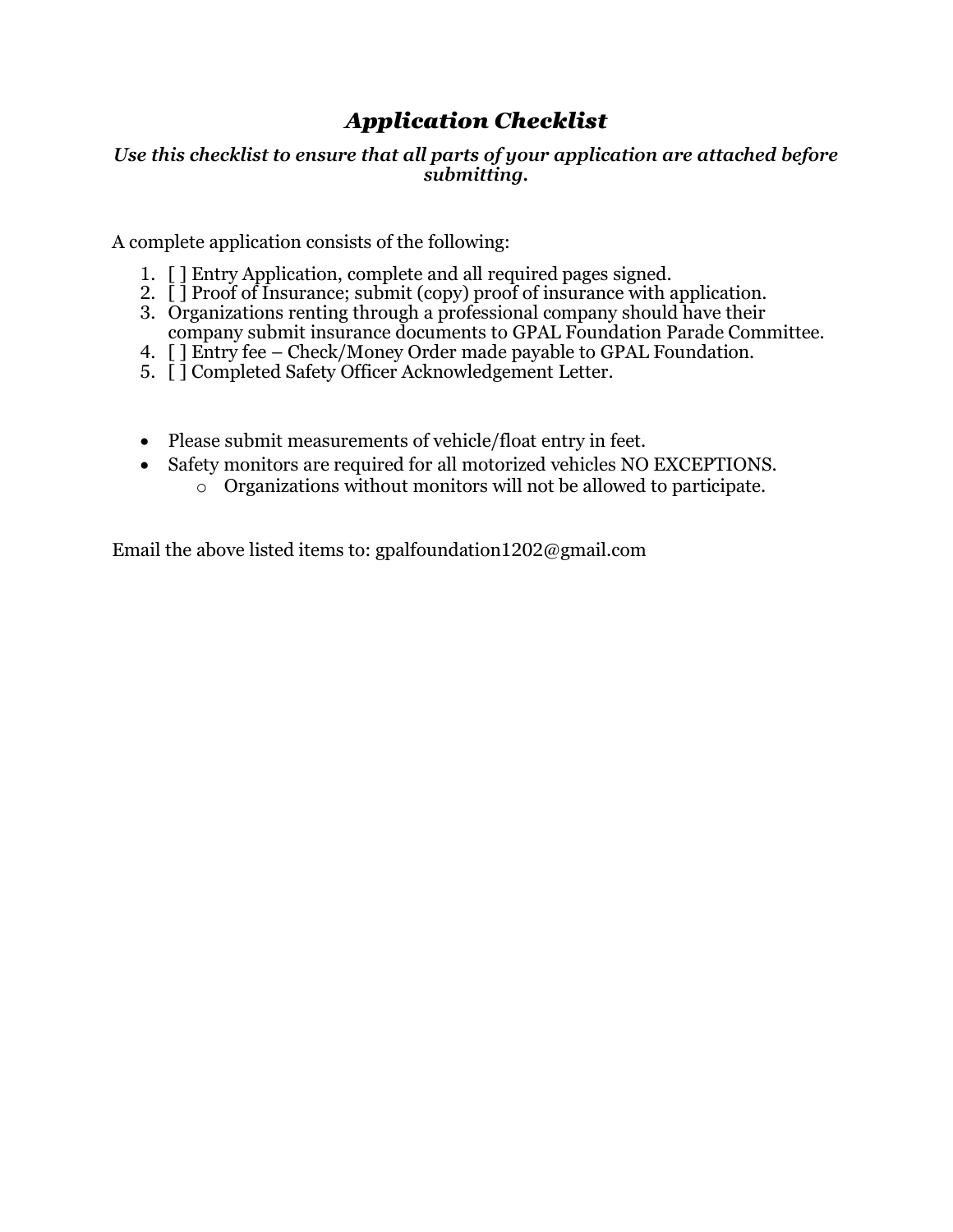# *Application Checklist*

***Use this checklist to ensure that all parts of your application are attached before submitting.***

A complete application consists of the following:

1. [ ] Entry Application, complete and all required pages signed.
2. [ ] Proof of Insurance; submit (copy) proof of insurance with application.
3. Organizations renting through a professional company should have their company submit insurance documents to GPAL Foundation Parade Committee.
4. [ ] Entry fee – Check/Money Order made payable to GPAL Foundation.
5. [ ] Completed Safety Officer Acknowledgement Letter.

- Please submit measurements of vehicle/float entry in feet.
- Safety monitors are required for all motorized vehicles NO EXCEPTIONS.
  - Organizations without monitors will not be allowed to participate.

Email the above listed items to: gpalfoundation1202@gmail.com